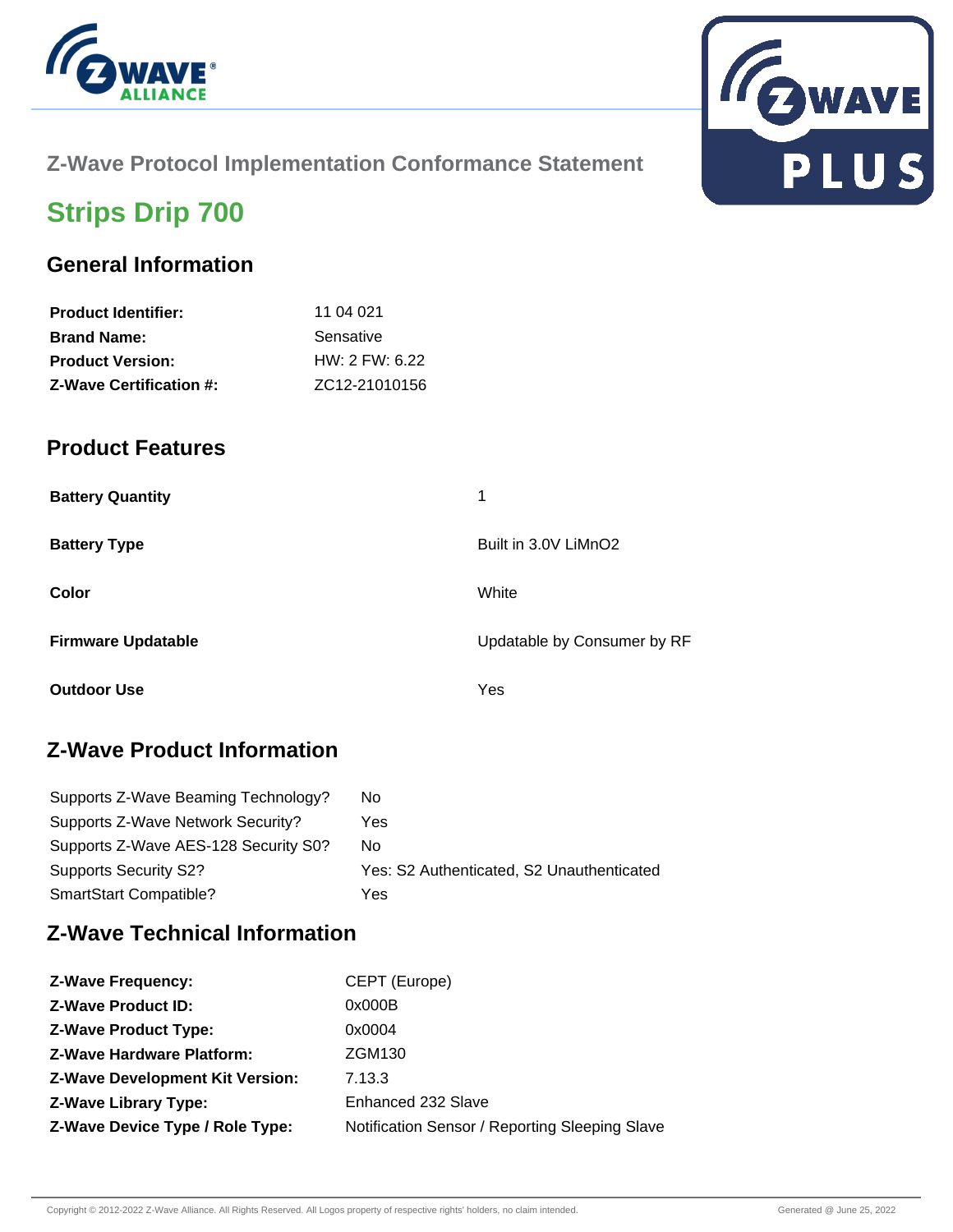## Z-Wave Protocol Implementation Conformance Statement

# Strips Drip 700

## General Information

| | |
|---|---|
| **Product Identifier:** | 11 04 021 |
| **Brand Name:** | Sensative |
| **Product Version:** | HW: 2 FW: 6.22 |
| **Z-Wave Certification #:** | ZC12-21010156 |

## Product Features

| | |
|---|---|
| **Battery Quantity** | 1 |
| **Battery Type** | Built in 3.0V LiMnO2 |
| **Color** | White |
| **Firmware Updatable** | Updatable by Consumer by RF |
| **Outdoor Use** | Yes |

## Z-Wave Product Information

| | |
|---|---|
| Supports Z-Wave Beaming Technology? | No |
| Supports Z-Wave Network Security? | Yes |
| Supports Z-Wave AES-128 Security S0? | No |
| Supports Security S2? | Yes: S2 Authenticated, S2 Unauthenticated |
| SmartStart Compatible? | Yes |

## Z-Wave Technical Information

| | |
|---|---|
| **Z-Wave Frequency:** | CEPT (Europe) |
| **Z-Wave Product ID:** | 0x000B |
| **Z-Wave Product Type:** | 0x0004 |
| **Z-Wave Hardware Platform:** | ZGM130 |
| **Z-Wave Development Kit Version:** | 7.13.3 |
| **Z-Wave Library Type:** | Enhanced 232 Slave |
| **Z-Wave Device Type / Role Type:** | Notification Sensor / Reporting Sleeping Slave |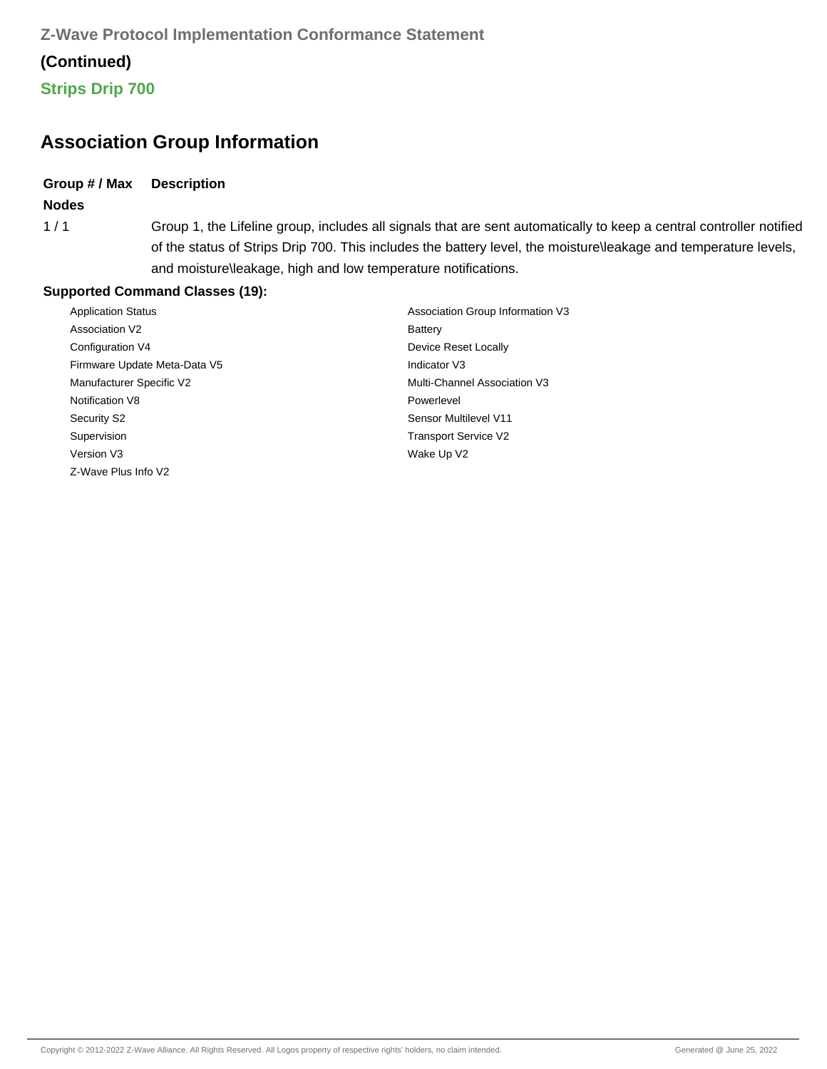# Z-Wave Protocol Implementation Conformance Statement

## (Continued)

**Strips Drip 700**

## Association Group Information

| Group # / Max Nodes | Description |
|---|---|
| 1 / 1 | Group 1, the Lifeline group, includes all signals that are sent automatically to keep a central controller notified of the status of Strips Drip 700. This includes the battery level, the moisture\leakage and temperature levels, and moisture\leakage, high and low temperature notifications. |

**Supported Command Classes (19):**

- Application Status
- Association Group Information V3
- Association V2
- Battery
- Configuration V4
- Device Reset Locally
- Firmware Update Meta-Data V5
- Indicator V3
- Manufacturer Specific V2
- Multi-Channel Association V3
- Notification V8
- Powerlevel
- Security S2
- Sensor Multilevel V11
- Supervision
- Transport Service V2
- Version V3
- Wake Up V2
- Z-Wave Plus Info V2